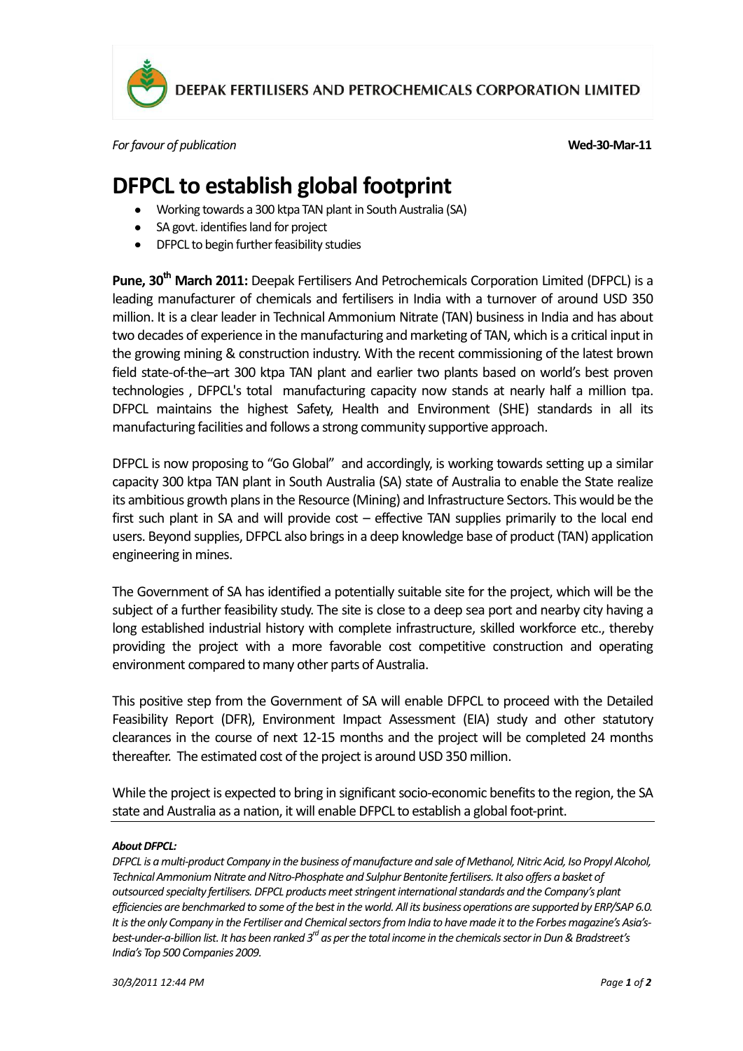DEEPAK FERTILISERS AND PETROCHEMICALS CORPORATION LIMITED

*For favour of publication* **Wed-30-Mar-11**

# DFPCL to establish global footprint

- Working towards a 300 ktpa TAN plant in South Australia (SA)
- SA govt. identifies land for project
- DFPCL to begin further feasibility studies

**Pune, 30th March 2011:** Deepak Fertilisers And Petrochemicals Corporation Limited (DFPCL) is a leading manufacturer of chemicals and fertilisers in India with a turnover of around USD 350 million. It is a clear leader in Technical Ammonium Nitrate (TAN) business in India and has about two decades of experience in the manufacturing and marketing of TAN, which is a critical input in the growing mining & construction industry. With the recent commissioning of the latest brown field state-of-the–art 300 ktpa TAN plant and earlier two plants based on world's best proven technologies , DFPCL's total manufacturing capacity now stands at nearly half a million tpa. DFPCL maintains the highest Safety, Health and Environment (SHE) standards in all its manufacturing facilities and follows a strong community supportive approach.

DFPCL is now proposing to "Go Global" and accordingly, is working towards setting up a similar capacity 300 ktpa TAN plant in South Australia (SA) state of Australia to enable the State realize its ambitious growth plans in the Resource (Mining) and Infrastructure Sectors. This would be the first such plant in SA and will provide cost – effective TAN supplies primarily to the local end users. Beyond supplies, DFPCL also brings in a deep knowledge base of product (TAN) application engineering in mines.

The Government of SA has identified a potentially suitable site for the project, which will be the subject of a further feasibility study. The site is close to a deep sea port and nearby city having a long established industrial history with complete infrastructure, skilled workforce etc., thereby providing the project with a more favorable cost competitive construction and operating environment compared to many other parts of Australia.

This positive step from the Government of SA will enable DFPCL to proceed with the Detailed Feasibility Report (DFR), Environment Impact Assessment (EIA) study and other statutory clearances in the course of next 12-15 months and the project will be completed 24 months thereafter. The estimated cost of the project is around USD 350 million.

While the project is expected to bring in significant socio-economic benefits to the region, the SA state and Australia as a nation, it will enable DFPCL to establish a global foot-print.

***About DFPCL:***

*DFPCL is a multi-product Company in the business of manufacture and sale of Methanol, Nitric Acid, Iso Propyl Alcohol, Technical Ammonium Nitrate and Nitro-Phosphate and Sulphur Bentonite fertilisers. It also offers a basket of outsourced specialty fertilisers. DFPCL products meet stringent international standards and the Company's plant efficiencies are benchmarked to some of the best in the world. All its business operations are supported by ERP/SAP 6.0. It is the only Company in the Fertiliser and Chemical sectors from India to have made it to the Forbes magazine's Asia's-best-under-a-billion list. It has been ranked 3rd as per the total income in the chemicals sector in Dun & Bradstreet's India's Top 500 Companies 2009.*

*30/3/2011 12:44 PM*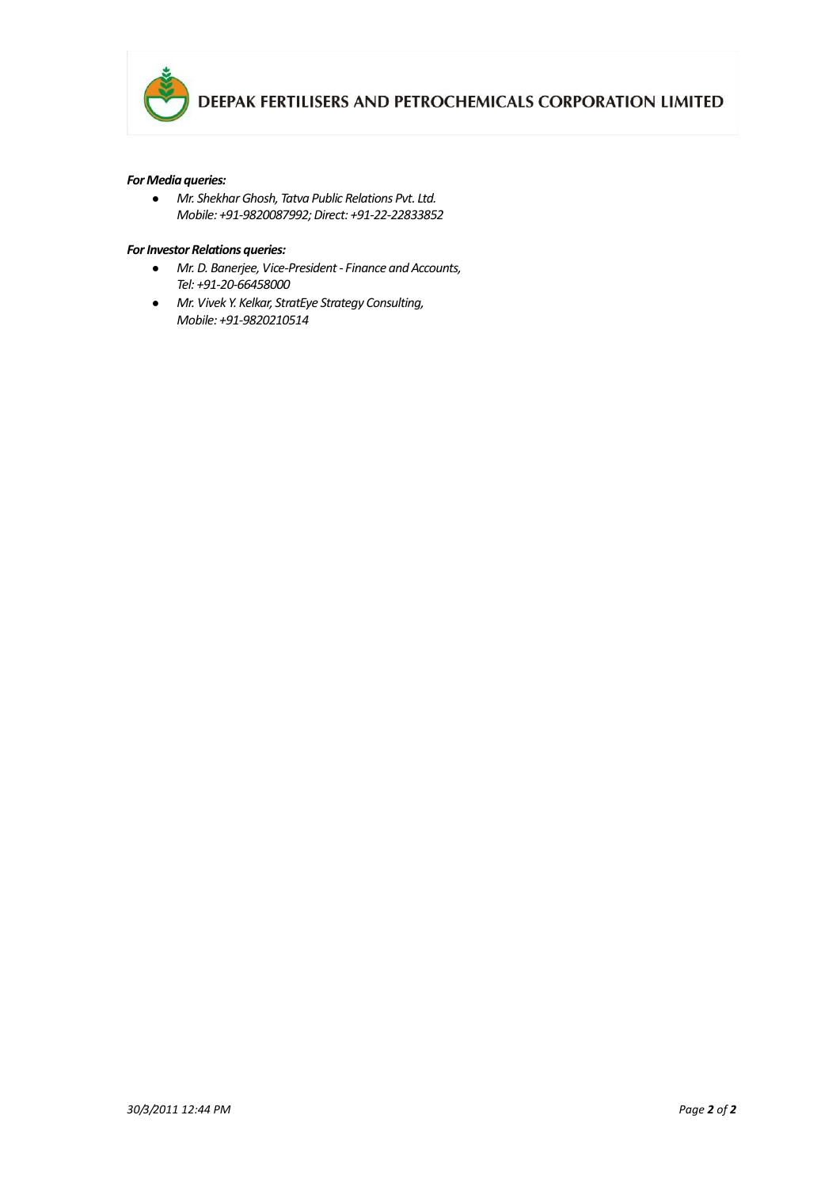***For Media queries:***

- *Mr. Shekhar Ghosh, Tatva Public Relations Pvt. Ltd.*
  *Mobile: +91-9820087992; Direct: +91-22-22833852*

***For Investor Relations queries:***

- *Mr. D. Banerjee, Vice-President - Finance and Accounts,*
  *Tel: +91-20-66458000*
- *Mr. Vivek Y. Kelkar, StratEye Strategy Consulting,*
  *Mobile: +91-9820210514*